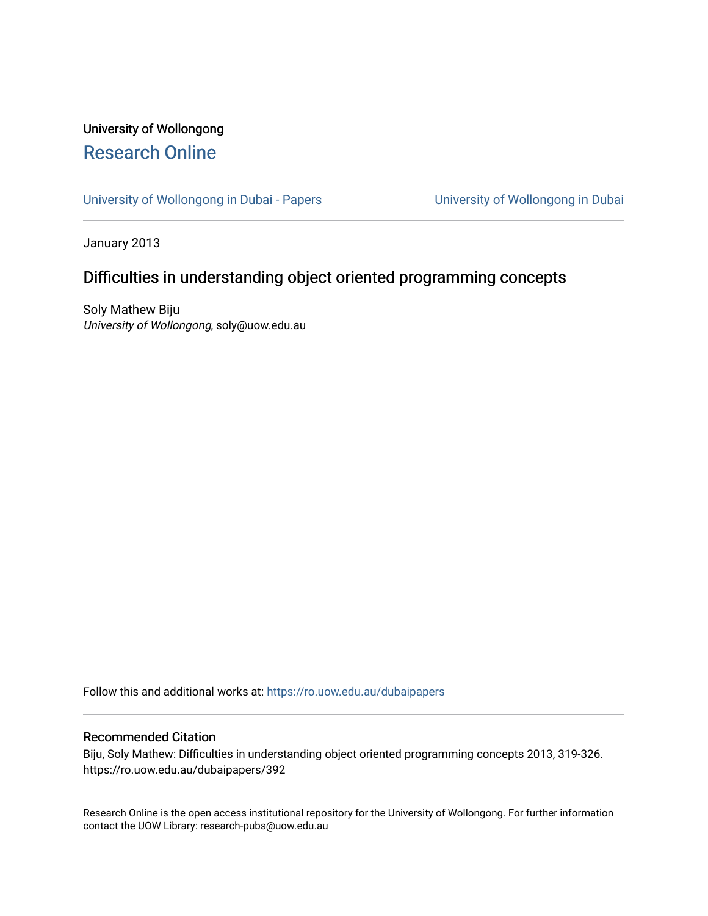University of Wollongong

# Research Online

University of Wollongong in Dubai - Papers | University of Wollongong in Dubai

January 2013

## Difficulties in understanding object oriented programming concepts

Soly Mathew Biju
*University of Wollongong*, soly@uow.edu.au

Follow this and additional works at: https://ro.uow.edu.au/dubaipapers

### Recommended Citation

Biju, Soly Mathew: Difficulties in understanding object oriented programming concepts 2013, 319-326.
https://ro.uow.edu.au/dubaipapers/392

Research Online is the open access institutional repository for the University of Wollongong. For further information contact the UOW Library: research-pubs@uow.edu.au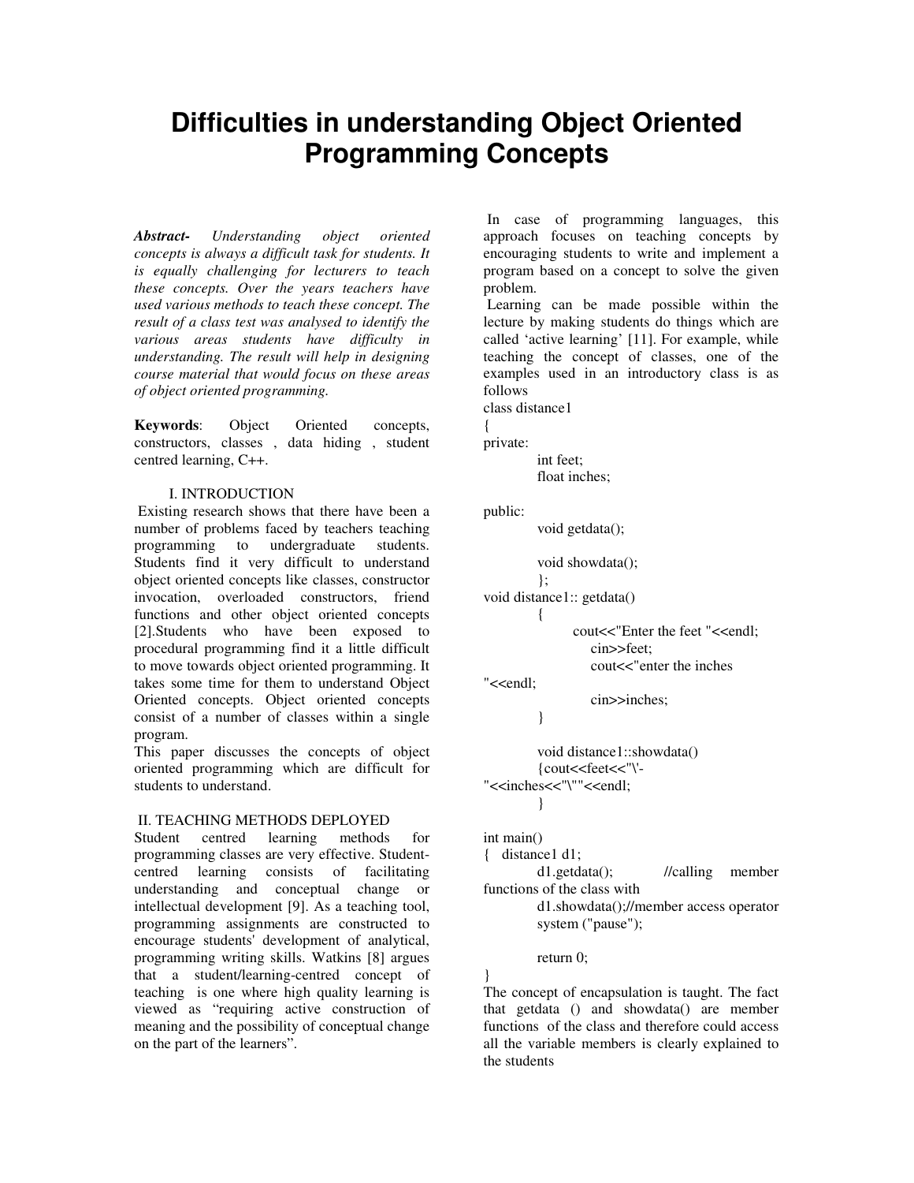# Difficulties in understanding Object Oriented Programming Concepts

***Abstract-*** *Understanding object oriented concepts is always a difficult task for students. It is equally challenging for lecturers to teach these concepts. Over the years teachers have used various methods to teach these concept. The result of a class test was analysed to identify the various areas students have difficulty in understanding. The result will help in designing course material that would focus on these areas of object oriented programming.*

**Keywords**: Object Oriented concepts, constructors, classes , data hiding , student centred learning, C++.

## I. INTRODUCTION

Existing research shows that there have been a number of problems faced by teachers teaching programming to undergraduate students. Students find it very difficult to understand object oriented concepts like classes, constructor invocation, overloaded constructors, friend functions and other object oriented concepts [2].Students who have been exposed to procedural programming find it a little difficult to move towards object oriented programming. It takes some time for them to understand Object Oriented concepts. Object oriented concepts consist of a number of classes within a single program.

This paper discusses the concepts of object oriented programming which are difficult for students to understand.

## II. TEACHING METHODS DEPLOYED

Student centred learning methods for programming classes are very effective. Student-centred learning consists of facilitating understanding and conceptual change or intellectual development [9]. As a teaching tool, programming assignments are constructed to encourage students' development of analytical, programming writing skills. Watkins [8] argues that a student/learning-centred concept of teaching is one where high quality learning is viewed as "requiring active construction of meaning and the possibility of conceptual change on the part of the learners".

In case of programming languages, this approach focuses on teaching concepts by encouraging students to write and implement a program based on a concept to solve the given problem.

Learning can be made possible within the lecture by making students do things which are called 'active learning' [11]. For example, while teaching the concept of classes, one of the examples used in an introductory class is as follows

```
class distance1
{
private:
        int feet;
        float inches;

public:
        void getdata();

        void showdata();
        };
void distance1:: getdata()
        {
              cout<<"Enter the feet "<<endl;
                  cin>>feet;
                  cout<<"enter the inches "<<endl;
                  cin>>inches;
        }

        void distance1::showdata()
        {cout<<feet<<"\'-"<<inches<<"\""<<endl;
        }

int main()
{   distance1 d1;
        d1.getdata();         //calling member functions of the class with
        d1.showdata();//member access operator
        system ("pause");

        return 0;
}
```

The concept of encapsulation is taught. The fact that getdata () and showdata() are member functions of the class and therefore could access all the variable members is clearly explained to the students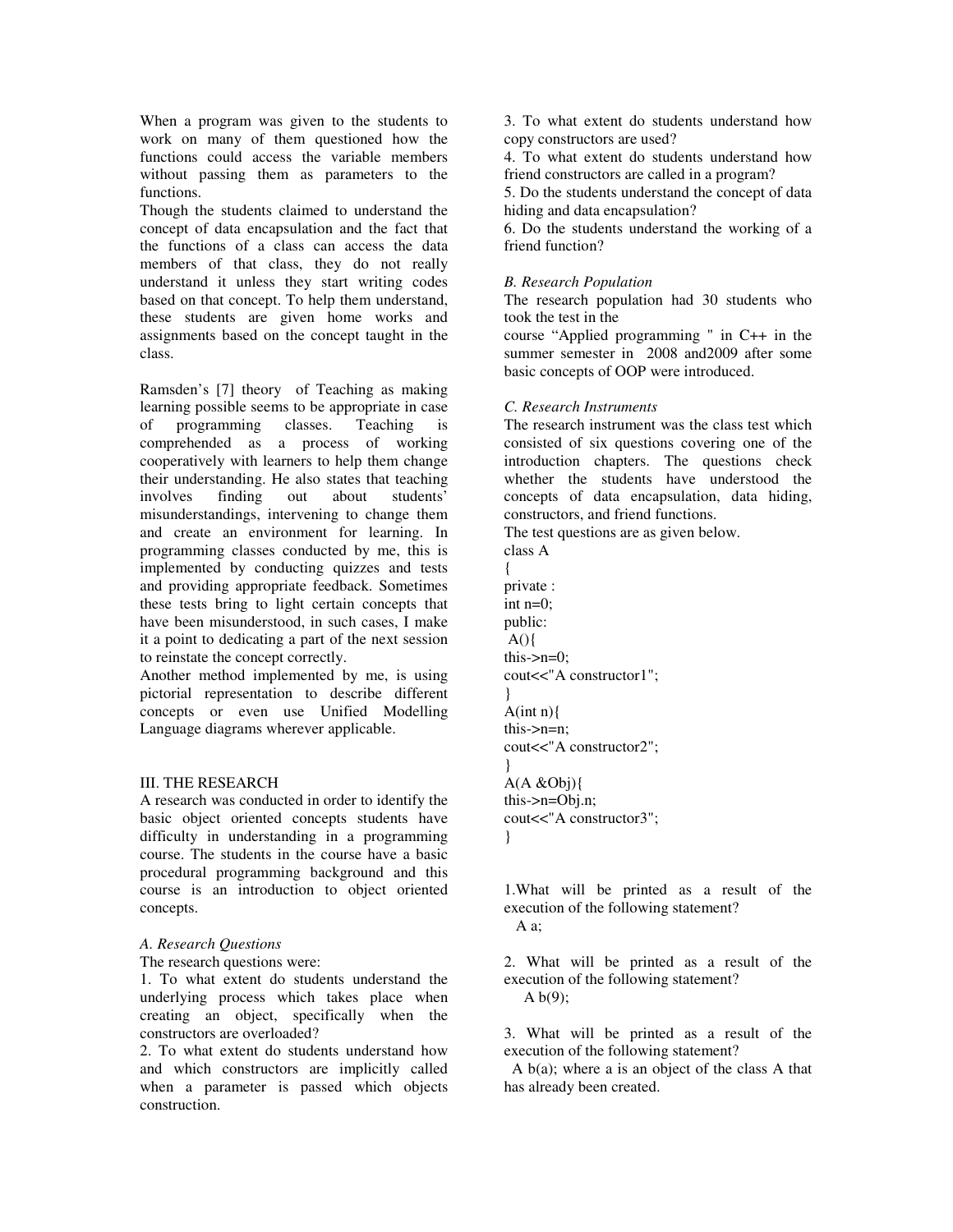When a program was given to the students to work on many of them questioned how the functions could access the variable members without passing them as parameters to the functions.

Though the students claimed to understand the concept of data encapsulation and the fact that the functions of a class can access the data members of that class, they do not really understand it unless they start writing codes based on that concept. To help them understand, these students are given home works and assignments based on the concept taught in the class.

Ramsden's [7] theory of Teaching as making learning possible seems to be appropriate in case of programming classes. Teaching is comprehended as a process of working cooperatively with learners to help them change their understanding. He also states that teaching involves finding out about students' misunderstandings, intervening to change them and create an environment for learning. In programming classes conducted by me, this is implemented by conducting quizzes and tests and providing appropriate feedback. Sometimes these tests bring to light certain concepts that have been misunderstood, in such cases, I make it a point to dedicating a part of the next session to reinstate the concept correctly.

Another method implemented by me, is using pictorial representation to describe different concepts or even use Unified Modelling Language diagrams wherever applicable.

## III. THE RESEARCH

A research was conducted in order to identify the basic object oriented concepts students have difficulty in understanding in a programming course. The students in the course have a basic procedural programming background and this course is an introduction to object oriented concepts.

### *A. Research Questions*

The research questions were:

1. To what extent do students understand the underlying process which takes place when creating an object, specifically when the constructors are overloaded?
2. To what extent do students understand how and which constructors are implicitly called when a parameter is passed which objects construction.
3. To what extent do students understand how copy constructors are used?
4. To what extent do students understand how friend constructors are called in a program?
5. Do the students understand the concept of data hiding and data encapsulation?
6. Do the students understand the working of a friend function?

### *B. Research Population*

The research population had 30 students who took the test in the course "Applied programming " in C++ in the summer semester in 2008 and2009 after some basic concepts of OOP were introduced.

### *C. Research Instruments*

The research instrument was the class test which consisted of six questions covering one of the introduction chapters. The questions check whether the students have understood the concepts of data encapsulation, data hiding, constructors, and friend functions.

The test questions are as given below.

```
class A
{
private :
int n=0;
public:
 A(){
this->n=0;
cout<<"A constructor1";
}
A(int n){
this->n=n;
cout<<"A constructor2";
}
A(A &Obj){
this->n=Obj.n;
cout<<"A constructor3";
}
```

1.What will be printed as a result of the execution of the following statement?
  A a;

2. What will be printed as a result of the execution of the following statement?
  A b(9);

3. What will be printed as a result of the execution of the following statement?
  A b(a); where a is an object of the class A that has already been created.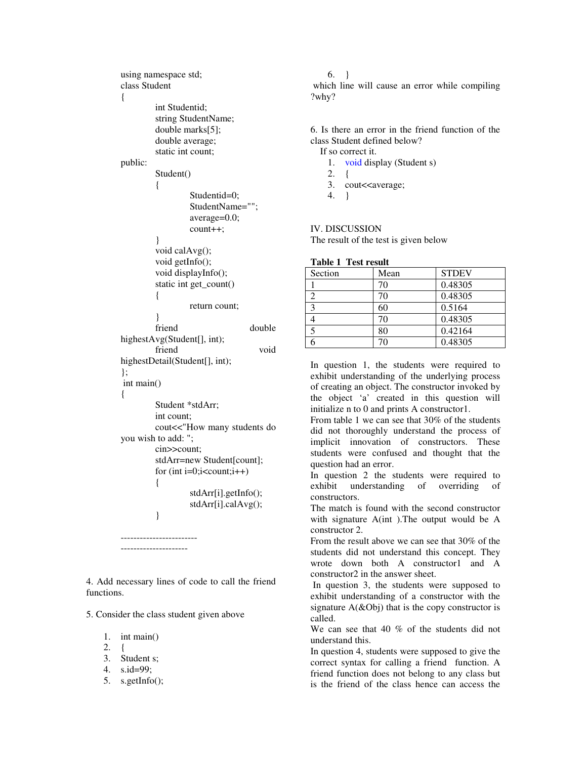```
using namespace std;
class Student
{
        int Studentid;
        string StudentName;
        double marks[5];
        double average;
        static int count;
public:
        Student()
        {
                Studentid=0;
                StudentName="";
                average=0.0;
                count++;
        }
        void calAvg();
        void getInfo();
        void displayInfo();
        static int get_count()
        {
                return count;
        }
        friend double highestAvg(Student[], int);
        friend void highestDetail(Student[], int);
};
 int main()
{
        Student *stdArr;
        int count;
        cout<<"How many students do you wish to add: ";
        cin>>count;
        stdArr=new Student[count];
        for (int i=0;i<count;i++)
        {
                stdArr[i].getInfo();
                stdArr[i].calAvg();
        }

------------------------
---------------------
```

4. Add necessary lines of code to call the friend functions.

5. Consider the class student given above

```
1.  int main()
2.  {
3.  Student s;
4.  s.id=99;
5.  s.getInfo();
6.  }
```

which line will cause an error while compiling ?why?

6. Is there an error in the friend function of the class Student defined below?
   If so correct it.

```
1.  void display (Student s)
2.  {
3.  cout<<average;
4.  }
```

## IV. DISCUSSION

The result of the test is given below

**Table 1 Test result**

| Section | Mean | STDEV |
|---|---|---|
| 1 | 70 | 0.48305 |
| 2 | 70 | 0.48305 |
| 3 | 60 | 0.5164 |
| 4 | 70 | 0.48305 |
| 5 | 80 | 0.42164 |
| 6 | 70 | 0.48305 |

In question 1, the students were required to exhibit understanding of the underlying process of creating an object. The constructor invoked by the object 'a' created in this question will initialize n to 0 and prints A constructor1.

From table 1 we can see that 30% of the students did not thoroughly understand the process of implicit innovation of constructors. These students were confused and thought that the question had an error.

In question 2 the students were required to exhibit understanding of overriding of constructors.

The match is found with the second constructor with signature A(int ).The output would be A constructor 2.

From the result above we can see that 30% of the students did not understand this concept. They wrote down both A constructor1 and A constructor2 in the answer sheet.

In question 3, the students were supposed to exhibit understanding of a constructor with the signature A(&Obj) that is the copy constructor is called.

We can see that 40 % of the students did not understand this.

In question 4, students were supposed to give the correct syntax for calling a friend function. A friend function does not belong to any class but is the friend of the class hence can access the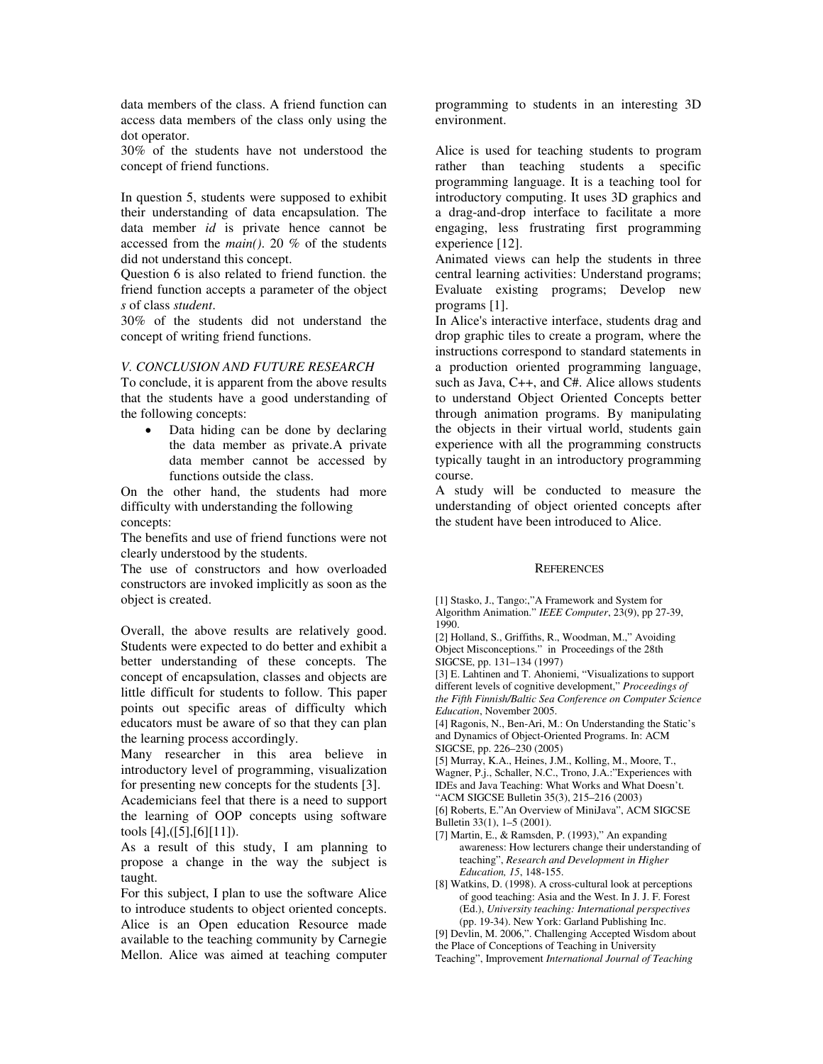data members of the class. A friend function can access data members of the class only using the dot operator.

30% of the students have not understood the concept of friend functions.

In question 5, students were supposed to exhibit their understanding of data encapsulation. The data member *id* is private hence cannot be accessed from the *main()*. 20 % of the students did not understand this concept.

Question 6 is also related to friend function. the friend function accepts a parameter of the object *s* of class *student*.

30% of the students did not understand the concept of writing friend functions.

### *V. CONCLUSION AND FUTURE RESEARCH*

To conclude, it is apparent from the above results that the students have a good understanding of the following concepts:

- Data hiding can be done by declaring the data member as private.A private data member cannot be accessed by functions outside the class.

On the other hand, the students had more difficulty with understanding the following concepts:

The benefits and use of friend functions were not clearly understood by the students.

The use of constructors and how overloaded constructors are invoked implicitly as soon as the object is created.

Overall, the above results are relatively good. Students were expected to do better and exhibit a better understanding of these concepts. The concept of encapsulation, classes and objects are little difficult for students to follow. This paper points out specific areas of difficulty which educators must be aware of so that they can plan the learning process accordingly.

Many researcher in this area believe in introductory level of programming, visualization for presenting new concepts for the students [3].

Academicians feel that there is a need to support the learning of OOP concepts using software tools [4],([5],[6][11]).

As a result of this study, I am planning to propose a change in the way the subject is taught.

For this subject, I plan to use the software Alice to introduce students to object oriented concepts. Alice is an Open education Resource made available to the teaching community by Carnegie Mellon. Alice was aimed at teaching computer programming to students in an interesting 3D environment.

Alice is used for teaching students to program rather than teaching students a specific programming language. It is a teaching tool for introductory computing. It uses 3D graphics and a drag-and-drop interface to facilitate a more engaging, less frustrating first programming experience [12].

Animated views can help the students in three central learning activities: Understand programs; Evaluate existing programs; Develop new programs [1].

In Alice's interactive interface, students drag and drop graphic tiles to create a program, where the instructions correspond to standard statements in a production oriented programming language, such as Java, C++, and C#. Alice allows students to understand Object Oriented Concepts better through animation programs. By manipulating the objects in their virtual world, students gain experience with all the programming constructs typically taught in an introductory programming course.

A study will be conducted to measure the understanding of object oriented concepts after the student have been introduced to Alice.

## REFERENCES

[1] Stasko, J., Tango:,"A Framework and System for Algorithm Animation." *IEEE Computer*, 23(9), pp 27-39, 1990.

[2] Holland, S., Griffiths, R., Woodman, M.," Avoiding Object Misconceptions." in Proceedings of the 28th SIGCSE, pp. 131–134 (1997)

[3] E. Lahtinen and T. Ahoniemi, "Visualizations to support different levels of cognitive development," *Proceedings of the Fifth Finnish/Baltic Sea Conference on Computer Science Education*, November 2005.

[4] Ragonis, N., Ben-Ari, M.: On Understanding the Static's and Dynamics of Object-Oriented Programs. In: ACM SIGCSE, pp. 226–230 (2005)

[5] Murray, K.A., Heines, J.M., Kolling, M., Moore, T., Wagner, P.j., Schaller, N.C., Trono, J.A.:"Experiences with IDEs and Java Teaching: What Works and What Doesn't. "ACM SIGCSE Bulletin 35(3), 215–216 (2003)

[6] Roberts, E."An Overview of MiniJava", ACM SIGCSE Bulletin 33(1), 1–5 (2001).

[7] Martin, E., & Ramsden, P. (1993)," An expanding awareness: How lecturers change their understanding of teaching", *Research and Development in Higher Education, 15*, 148-155.

[8] Watkins, D. (1998). A cross-cultural look at perceptions of good teaching: Asia and the West. In J. J. F. Forest (Ed.), *University teaching: International perspectives* (pp. 19-34). New York: Garland Publishing Inc.

[9] Devlin, M. 2006,". Challenging Accepted Wisdom about the Place of Conceptions of Teaching in University Teaching", Improvement *International Journal of Teaching*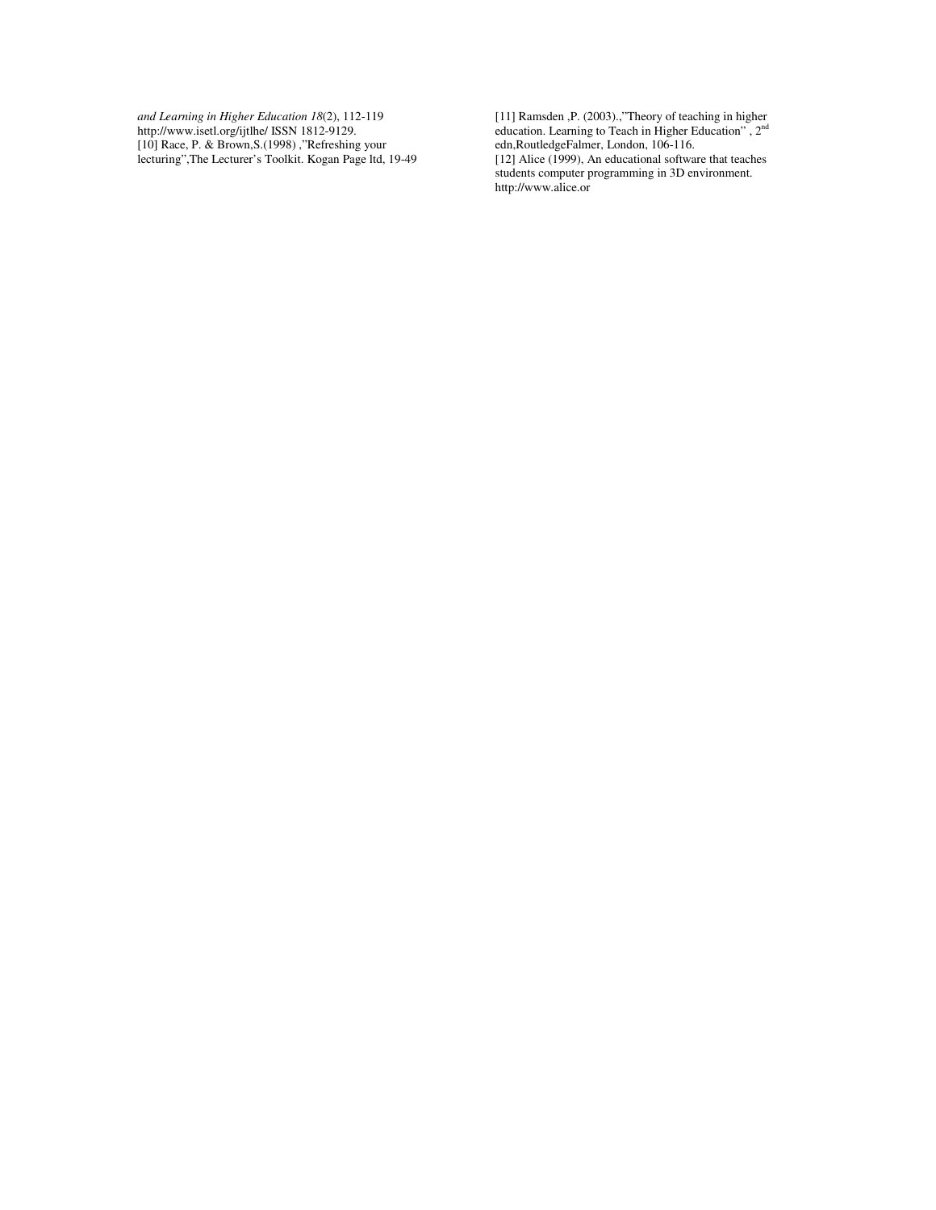*and Learning in Higher Education 18*(2), 112-119 http://www.isetl.org/ijtlhe/ ISSN 1812-9129.

[10] Race, P. & Brown,S.(1998) ,"Refreshing your lecturing",The Lecturer's Toolkit. Kogan Page ltd, 19-49

[11] Ramsden ,P. (2003).,"Theory of teaching in higher education. Learning to Teach in Higher Education" , 2nd edn,RoutledgeFalmer, London, 106-116.

[12] Alice (1999), An educational software that teaches students computer programming in 3D environment. http://www.alice.or